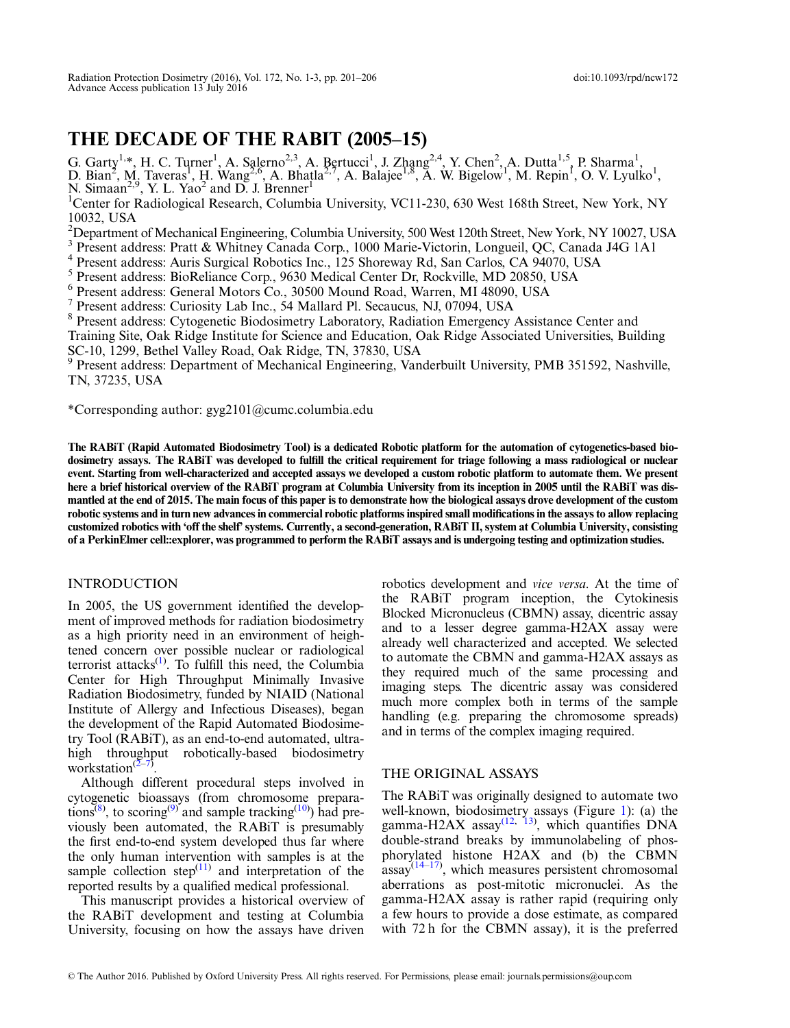# THE DECADE OF THE RABIT (2005–15)

G. Garty[1,*], H. C. Turner[1], A. Salerno[2,3], A. Bertucci[1], J. Zhang[2,4], Y. Chen[2], A. Dutta[1,5], P. Sharma[1], D. Bian[2], M. Taveras[1], H. Wang[2,6], A. Bhatla[2,7], A. Balajee[1,8], A. W. Bigelow[1], M. Repin[1], O. V. Lyulko[1], N. Simaan[2,9], Y. L. Yao[2] and D. J. Brenner[1]

[1]Center for Radiological Research, Columbia University, VC11-230, 630 West 168th Street, New York, NY 10032, USA

[2]Department of Mechanical Engineering, Columbia University, 500 West 120th Street, New York, NY 10027, USA

[3] Present address: Pratt & Whitney Canada Corp., 1000 Marie-Victorin, Longueil, QC, Canada J4G 1A1

[4] Present address: Auris Surgical Robotics Inc., 125 Shoreway Rd, San Carlos, CA 94070, USA

[5] Present address: BioReliance Corp., 9630 Medical Center Dr, Rockville, MD 20850, USA

[6] Present address: General Motors Co., 30500 Mound Road, Warren, MI 48090, USA

[7] Present address: Curiosity Lab Inc., 54 Mallard Pl. Secaucus, NJ, 07094, USA

[8] Present address: Cytogenetic Biodosimetry Laboratory, Radiation Emergency Assistance Center and Training Site, Oak Ridge Institute for Science and Education, Oak Ridge Associated Universities, Building SC-10, 1299, Bethel Valley Road, Oak Ridge, TN, 37830, USA

[9] Present address: Department of Mechanical Engineering, Vanderbuilt University, PMB 351592, Nashville, TN, 37235, USA

*Corresponding author: gyg2101@cumc.columbia.edu

**The RABiT (Rapid Automated Biodosimetry Tool) is a dedicated Robotic platform for the automation of cytogenetics-based biodosimetry assays. The RABiT was developed to fulfill the critical requirement for triage following a mass radiological or nuclear event. Starting from well-characterized and accepted assays we developed a custom robotic platform to automate them. We present here a brief historical overview of the RABiT program at Columbia University from its inception in 2005 until the RABiT was dismantled at the end of 2015. The main focus of this paper is to demonstrate how the biological assays drove development of the custom robotic systems and in turn new advances in commercial robotic platforms inspired small modifications in the assays to allow replacing customized robotics with 'off the shelf' systems. Currently, a second-generation, RABiT II, system at Columbia University, consisting of a PerkinElmer cell::explorer, was programmed to perform the RABiT assays and is undergoing testing and optimization studies.**

## INTRODUCTION

In 2005, the US government identified the development of improved methods for radiation biodosimetry as a high priority need in an environment of heightened concern over possible nuclear or radiological terrorist attacks[1]. To fulfill this need, the Columbia Center for High Throughput Minimally Invasive Radiation Biodosimetry, funded by NIAID (National Institute of Allergy and Infectious Diseases), began the development of the Rapid Automated Biodosimetry Tool (RABiT), as an end-to-end automated, ultra-high throughput robotically-based biodosimetry workstation[2–7].

Although different procedural steps involved in cytogenetic bioassays (from chromosome preparations[8], to scoring[9] and sample tracking[10]) had previously been automated, the RABiT is presumably the first end-to-end system developed thus far where the only human intervention with samples is at the sample collection step[11] and interpretation of the reported results by a qualified medical professional.

This manuscript provides a historical overview of the RABiT development and testing at Columbia University, focusing on how the assays have driven robotics development and *vice versa*. At the time of the RABiT program inception, the Cytokinesis Blocked Micronucleus (CBMN) assay, dicentric assay and to a lesser degree gamma-H2AX assay were already well characterized and accepted. We selected to automate the CBMN and gamma-H2AX assays as they required much of the same processing and imaging steps. The dicentric assay was considered much more complex both in terms of the sample handling (e.g. preparing the chromosome spreads) and in terms of the complex imaging required.

## THE ORIGINAL ASSAYS

The RABiT was originally designed to automate two well-known, biodosimetry assays (Figure 1): (a) the gamma-H2AX assay[12, 13], which quantifies DNA double-strand breaks by immunolabeling of phosphorylated histone H2AX and (b) the CBMN assay[14–17], which measures persistent chromosomal aberrations as post-mitotic micronuclei. As the gamma-H2AX assay is rather rapid (requiring only a few hours to provide a dose estimate, as compared with 72 h for the CBMN assay), it is the preferred

© The Author 2016. Published by Oxford University Press. All rights reserved. For Permissions, please email: journals.permissions@oup.com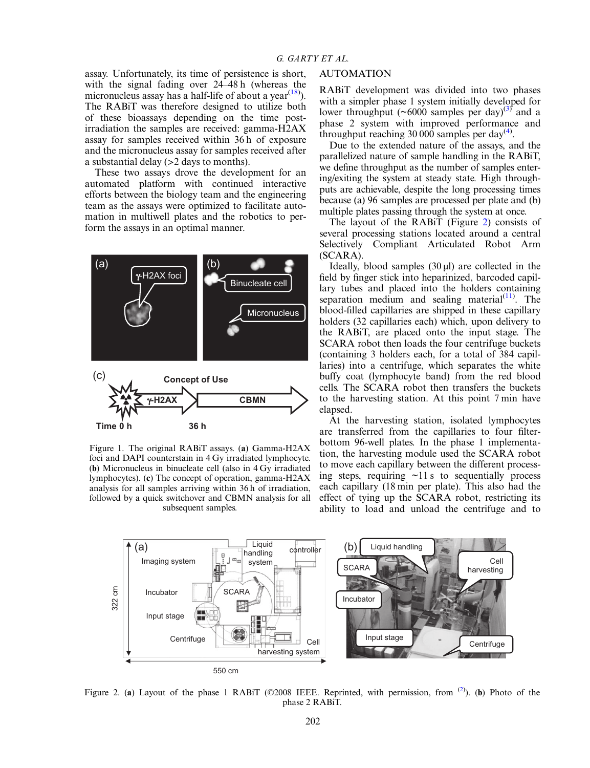assay. Unfortunately, its time of persistence is short, with the signal fading over 24–48 h (whereas the micronucleus assay has a half-life of about a year[18]). The RABiT was therefore designed to utilize both of these bioassays depending on the time post-irradiation the samples are received: gamma-H2AX assay for samples received within 36 h of exposure and the micronucleus assay for samples received after a substantial delay (>2 days to months).

These two assays drove the development for an automated platform with continued interactive efforts between the biology team and the engineering team as the assays were optimized to facilitate automation in multiwell plates and the robotics to perform the assays in an optimal manner.

(a) γ-H2AX foci

(b) Binucleate cell

Micronucleus

(c) Concept of Use

γ-H2AX

CBMN

Time 0 h

36 h

Figure 1. The original RABiT assays. (**a**) Gamma-H2AX foci and DAPI counterstain in 4 Gy irradiated lymphocyte. (**b**) Micronucleus in binucleate cell (also in 4 Gy irradiated lymphocytes). (**c**) The concept of operation, gamma-H2AX analysis for all samples arriving within 36 h of irradiation, followed by a quick switchover and CBMN analysis for all subsequent samples.

## AUTOMATION

RABiT development was divided into two phases with a simpler phase 1 system initially developed for lower throughput (~6000 samples per day)[3] and a phase 2 system with improved performance and throughput reaching 30 000 samples per day[4].

Due to the extended nature of the assays, and the parallelized nature of sample handling in the RABiT, we define throughput as the number of samples entering/exiting the system at steady state. High throughputs are achievable, despite the long processing times because (a) 96 samples are processed per plate and (b) multiple plates passing through the system at once.

The layout of the RABiT (Figure 2) consists of several processing stations located around a central Selectively Compliant Articulated Robot Arm (SCARA).

Ideally, blood samples (30 μl) are collected in the field by finger stick into heparinized, barcoded capillary tubes and placed into the holders containing separation medium and sealing material[11]. The blood-filled capillaries are shipped in these capillary holders (32 capillaries each) which, upon delivery to the RABiT, are placed onto the input stage. The SCARA robot then loads the four centrifuge buckets (containing 3 holders each, for a total of 384 capillaries) into a centrifuge, which separates the white buffy coat (lymphocyte band) from the red blood cells. The SCARA robot then transfers the buckets to the harvesting station. At this point 7 min have elapsed.

At the harvesting station, isolated lymphocytes are transferred from the capillaries to four filter-bottom 96-well plates. In the phase 1 implementation, the harvesting module used the SCARA robot to move each capillary between the different processing steps, requiring ~11 s to sequentially process each capillary (18 min per plate). This also had the effect of tying up the SCARA robot, restricting its ability to load and unload the centrifuge and to

(a)

Imaging system

Liquid handling system

controller

Incubator

SCARA

Input stage

Centrifuge

Cell harvesting system

322 cm

550 cm

(b)

Liquid handling

SCARA

Cell harvesting

Incubator

Input stage

Centrifuge

Figure 2. (**a**) Layout of the phase 1 RABiT (©2008 IEEE. Reprinted, with permission, from [2]). (**b**) Photo of the phase 2 RABiT.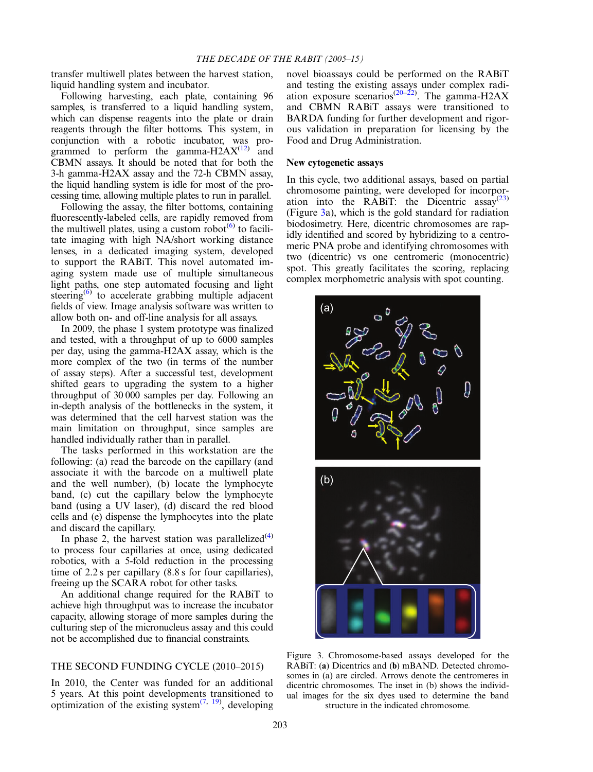transfer multiwell plates between the harvest station, liquid handling system and incubator.

Following harvesting, each plate, containing 96 samples, is transferred to a liquid handling system, which can dispense reagents into the plate or drain reagents through the filter bottoms. This system, in conjunction with a robotic incubator, was programmed to perform the gamma-H2AX[12] and CBMN assays. It should be noted that for both the 3-h gamma-H2AX assay and the 72-h CBMN assay, the liquid handling system is idle for most of the processing time, allowing multiple plates to run in parallel.

Following the assay, the filter bottoms, containing fluorescently-labeled cells, are rapidly removed from the multiwell plates, using a custom robot[6] to facilitate imaging with high NA/short working distance lenses, in a dedicated imaging system, developed to support the RABiT. This novel automated imaging system made use of multiple simultaneous light paths, one step automated focusing and light steering[6] to accelerate grabbing multiple adjacent fields of view. Image analysis software was written to allow both on- and off-line analysis for all assays.

In 2009, the phase 1 system prototype was finalized and tested, with a throughput of up to 6000 samples per day, using the gamma-H2AX assay, which is the more complex of the two (in terms of the number of assay steps). After a successful test, development shifted gears to upgrading the system to a higher throughput of 30 000 samples per day. Following an in-depth analysis of the bottlenecks in the system, it was determined that the cell harvest station was the main limitation on throughput, since samples are handled individually rather than in parallel.

The tasks performed in this workstation are the following: (a) read the barcode on the capillary (and associate it with the barcode on a multiwell plate and the well number), (b) locate the lymphocyte band, (c) cut the capillary below the lymphocyte band (using a UV laser), (d) discard the red blood cells and (e) dispense the lymphocytes into the plate and discard the capillary.

In phase 2, the harvest station was parallelized[4] to process four capillaries at once, using dedicated robotics, with a 5-fold reduction in the processing time of 2.2 s per capillary (8.8 s for four capillaries), freeing up the SCARA robot for other tasks.

An additional change required for the RABiT to achieve high throughput was to increase the incubator capacity, allowing storage of more samples during the culturing step of the micronucleus assay and this could not be accomplished due to financial constraints.

## THE SECOND FUNDING CYCLE (2010–2015)

In 2010, the Center was funded for an additional 5 years. At this point developments transitioned to optimization of the existing system[7, 19], developing novel bioassays could be performed on the RABiT and testing the existing assays under complex radiation exposure scenarios[20–22]. The gamma-H2AX and CBMN RABiT assays were transitioned to BARDA funding for further development and rigorous validation in preparation for licensing by the Food and Drug Administration.

### New cytogenetic assays

In this cycle, two additional assays, based on partial chromosome painting, were developed for incorporation into the RABiT: the Dicentric assay[23] (Figure 3a), which is the gold standard for radiation biodosimetry. Here, dicentric chromosomes are rapidly identified and scored by hybridizing to a centromeric PNA probe and identifying chromosomes with two (dicentric) vs one centromeric (monocentric) spot. This greatly facilitates the scoring, replacing complex morphometric analysis with spot counting.

Figure 3. Chromosome-based assays developed for the RABiT: (**a**) Dicentrics and (**b**) mBAND. Detected chromosomes in (a) are circled. Arrows denote the centromeres in dicentric chromosomes. The inset in (b) shows the individual images for the six dyes used to determine the band structure in the indicated chromosome.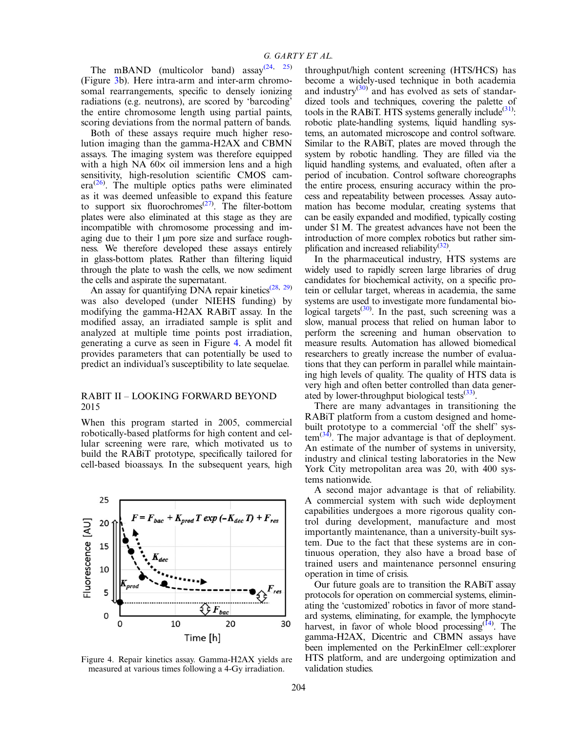The mBAND (multicolor band) assay[24, 25] (Figure 3b). Here intra-arm and inter-arm chromosomal rearrangements, specific to densely ionizing radiations (e.g. neutrons), are scored by 'barcoding' the entire chromosome length using partial paints, scoring deviations from the normal pattern of bands.

Both of these assays require much higher resolution imaging than the gamma-H2AX and CBMN assays. The imaging system was therefore equipped with a high NA 60× oil immersion lens and a high sensitivity, high-resolution scientific CMOS camera[26]. The multiple optics paths were eliminated as it was deemed unfeasible to expand this feature to support six fluorochromes[27]. The filter-bottom plates were also eliminated at this stage as they are incompatible with chromosome processing and imaging due to their 1 μm pore size and surface roughness. We therefore developed these assays entirely in glass-bottom plates. Rather than filtering liquid through the plate to wash the cells, we now sediment the cells and aspirate the supernatant.

An assay for quantifying DNA repair kinetics[28, 29] was also developed (under NIEHS funding) by modifying the gamma-H2AX RABiT assay. In the modified assay, an irradiated sample is split and analyzed at multiple time points post irradiation, generating a curve as seen in Figure 4. A model fit provides parameters that can potentially be used to predict an individual's susceptibility to late sequelae.

## RABIT II – LOOKING FORWARD BEYOND 2015

When this program started in 2005, commercial robotically-based platforms for high content and cellular screening were rare, which motivated us to build the RABiT prototype, specifically tailored for cell-based bioassays. In the subsequent years, high throughput/high content screening (HTS/HCS) has become a widely-used technique in both academia and industry[30] and has evolved as sets of standardized tools and techniques, covering the palette of tools in the RABiT. HTS systems generally include[31]: robotic plate-handling systems, liquid handling systems, an automated microscope and control software. Similar to the RABiT, plates are moved through the system by robotic handling. They are filled via the liquid handling systems, and evaluated, often after a period of incubation. Control software choreographs the entire process, ensuring accuracy within the process and repeatability between processes. Assay automation has become modular, creating systems that can be easily expanded and modified, typically costing under $1 M. The greatest advances have not been the introduction of more complex robotics but rather simplification and increased reliability[32].

In the pharmaceutical industry, HTS systems are widely used to rapidly screen large libraries of drug candidates for biochemical activity, on a specific protein or cellular target, whereas in academia, the same systems are used to investigate more fundamental biological targets[30]. In the past, such screening was a slow, manual process that relied on human labor to perform the screening and human observation to measure results. Automation has allowed biomedical researchers to greatly increase the number of evaluations that they can perform in parallel while maintaining high levels of quality. The quality of HTS data is very high and often better controlled than data generated by lower-throughput biological tests[33].

There are many advantages in transitioning the RABiT platform from a custom designed and home-built prototype to a commercial 'off the shelf' system[34]. The major advantage is that of deployment. An estimate of the number of systems in university, industry and clinical testing laboratories in the New York City metropolitan area was 20, with 400 systems nationwide.

A second major advantage is that of reliability. A commercial system with such wide deployment capabilities undergoes a more rigorous quality control during development, manufacture and most importantly maintenance, than a university-built system. Due to the fact that these systems are in continuous operation, they also have a broad base of trained users and maintenance personnel ensuring operation in time of crisis.

Our future goals are to transition the RABiT assay protocols for operation on commercial systems, eliminating the 'customized' robotics in favor of more standard systems, eliminating, for example, the lymphocyte harvest, in favor of whole blood processing[14]. The gamma-H2AX, Dicentric and CBMN assays have been implemented on the PerkinElmer cell::explorer HTS platform, and are undergoing optimization and validation studies.

$F = F_{bac} + K_{prod}\, T \exp(-K_{dec}\, T) + F_{res}$

$K_{dec}$

$K_{prod}$

$F_{res}$

$F_{bac}$

Fluorescence [AU]

25
20
15
10
5
0

0
10
20
30

Time [h]

Figure 4. Repair kinetics assay. Gamma-H2AX yields are measured at various times following a 4-Gy irradiation.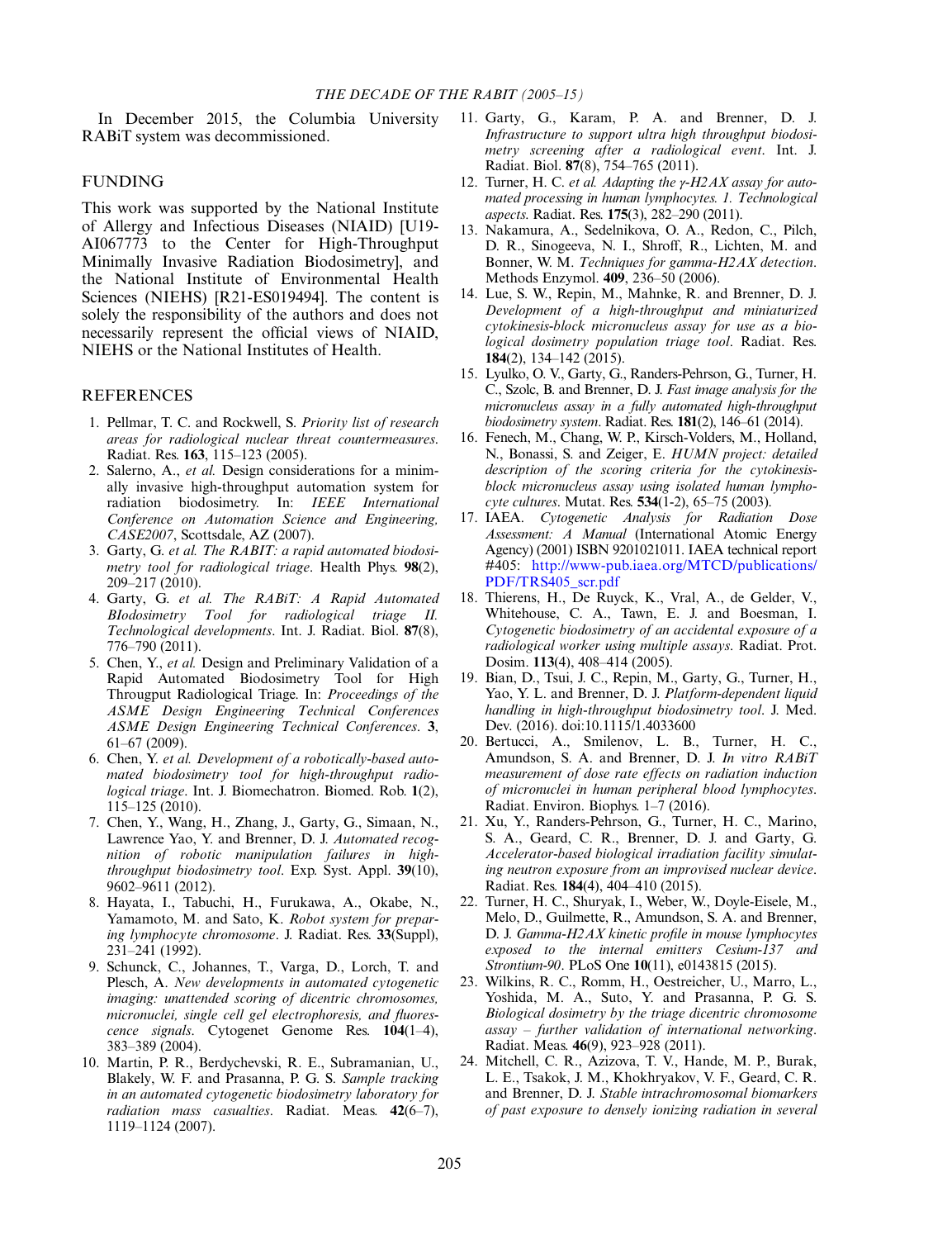In December 2015, the Columbia University RABiT system was decommissioned.

## FUNDING

This work was supported by the National Institute of Allergy and Infectious Diseases (NIAID) [U19-AI067773 to the Center for High-Throughput Minimally Invasive Radiation Biodosimetry], and the National Institute of Environmental Health Sciences (NIEHS) [R21-ES019494]. The content is solely the responsibility of the authors and does not necessarily represent the official views of NIAID, NIEHS or the National Institutes of Health.

## REFERENCES

1. Pellmar, T. C. and Rockwell, S. *Priority list of research areas for radiological nuclear threat countermeasures*. Radiat. Res. **163**, 115–123 (2005).
2. Salerno, A., *et al.* Design considerations for a minimally invasive high-throughput automation system for radiation biodosimetry. In: *IEEE International Conference on Automation Science and Engineering, CASE2007*, Scottsdale, AZ (2007).
3. Garty, G. *et al. The RABIT: a rapid automated biodosimetry tool for radiological triage*. Health Phys. **98**(2), 209–217 (2010).
4. Garty, G. *et al. The RABiT: A Rapid Automated BIodosimetry Tool for radiological triage II. Technological developments*. Int. J. Radiat. Biol. **87**(8), 776–790 (2011).
5. Chen, Y., *et al.* Design and Preliminary Validation of a Rapid Automated Biodosimetry Tool for High Througput Radiological Triage. In: *Proceedings of the ASME Design Engineering Technical Conferences ASME Design Engineering Technical Conferences*. **3**, 61–67 (2009).
6. Chen, Y. *et al. Development of a robotically-based automated biodosimetry tool for high-throughput radiological triage*. Int. J. Biomechatron. Biomed. Rob. **1**(2), 115–125 (2010).
7. Chen, Y., Wang, H., Zhang, J., Garty, G., Simaan, N., Lawrence Yao, Y. and Brenner, D. J. *Automated recognition of robotic manipulation failures in high-throughput biodosimetry tool*. Exp. Syst. Appl. **39**(10), 9602–9611 (2012).
8. Hayata, I., Tabuchi, H., Furukawa, A., Okabe, N., Yamamoto, M. and Sato, K. *Robot system for preparing lymphocyte chromosome*. J. Radiat. Res. **33**(Suppl), 231–241 (1992).
9. Schunck, C., Johannes, T., Varga, D., Lorch, T. and Plesch, A. *New developments in automated cytogenetic imaging: unattended scoring of dicentric chromosomes, micronuclei, single cell gel electrophoresis, and fluorescence signals*. Cytogenet Genome Res. **104**(1–4), 383–389 (2004).
10. Martin, P. R., Berdychevski, R. E., Subramanian, U., Blakely, W. F. and Prasanna, P. G. S. *Sample tracking in an automated cytogenetic biodosimetry laboratory for radiation mass casualties*. Radiat. Meas. **42**(6–7), 1119–1124 (2007).
11. Garty, G., Karam, P. A. and Brenner, D. J. *Infrastructure to support ultra high throughput biodosimetry screening after a radiological event*. Int. J. Radiat. Biol. **87**(8), 754–765 (2011).
12. Turner, H. C. *et al. Adapting the γ-H2AX assay for automated processing in human lymphocytes. 1. Technological aspects*. Radiat. Res. **175**(3), 282–290 (2011).
13. Nakamura, A., Sedelnikova, O. A., Redon, C., Pilch, D. R., Sinogeeva, N. I., Shroff, R., Lichten, M. and Bonner, W. M. *Techniques for gamma-H2AX detection*. Methods Enzymol. **409**, 236–50 (2006).
14. Lue, S. W., Repin, M., Mahnke, R. and Brenner, D. J. *Development of a high-throughput and miniaturized cytokinesis-block micronucleus assay for use as a biological dosimetry population triage tool*. Radiat. Res. **184**(2), 134–142 (2015).
15. Lyulko, O. V., Garty, G., Randers-Pehrson, G., Turner, H. C., Szolc, B. and Brenner, D. J. *Fast image analysis for the micronucleus assay in a fully automated high-throughput biodosimetry system*. Radiat. Res. **181**(2), 146–61 (2014).
16. Fenech, M., Chang, W. P., Kirsch-Volders, M., Holland, N., Bonassi, S. and Zeiger, E. *HUMN project: detailed description of the scoring criteria for the cytokinesis-block micronucleus assay using isolated human lymphocyte cultures*. Mutat. Res. **534**(1-2), 65–75 (2003).
17. IAEA. *Cytogenetic Analysis for Radiation Dose Assessment: A Manual* (International Atomic Energy Agency) (2001) ISBN 9201021011. IAEA technical report #405: http://www-pub.iaea.org/MTCD/publications/PDF/TRS405_scr.pdf
18. Thierens, H., De Ruyck, K., Vral, A., de Gelder, V., Whitehouse, C. A., Tawn, E. J. and Boesman, I. *Cytogenetic biodosimetry of an accidental exposure of a radiological worker using multiple assays*. Radiat. Prot. Dosim. **113**(4), 408–414 (2005).
19. Bian, D., Tsui, J. C., Repin, M., Garty, G., Turner, H., Yao, Y. L. and Brenner, D. J. *Platform-dependent liquid handling in high-throughput biodosimetry tool*. J. Med. Dev. (2016). doi:10.1115/1.4033600
20. Bertucci, A., Smilenov, L. B., Turner, H. C., Amundson, S. A. and Brenner, D. J. *In vitro RABiT measurement of dose rate effects on radiation induction of micronuclei in human peripheral blood lymphocytes*. Radiat. Environ. Biophys. 1–7 (2016).
21. Xu, Y., Randers-Pehrson, G., Turner, H. C., Marino, S. A., Geard, C. R., Brenner, D. J. and Garty, G. *Accelerator-based biological irradiation facility simulating neutron exposure from an improvised nuclear device*. Radiat. Res. **184**(4), 404–410 (2015).
22. Turner, H. C., Shuryak, I., Weber, W., Doyle-Eisele, M., Melo, D., Guilmette, R., Amundson, S. A. and Brenner, D. J. *Gamma-H2AX kinetic profile in mouse lymphocytes exposed to the internal emitters Cesium-137 and Strontium-90*. PLoS One **10**(11), e0143815 (2015).
23. Wilkins, R. C., Romm, H., Oestreicher, U., Marro, L., Yoshida, M. A., Suto, Y. and Prasanna, P. G. S. *Biological dosimetry by the triage dicentric chromosome assay – further validation of international networking*. Radiat. Meas. **46**(9), 923–928 (2011).
24. Mitchell, C. R., Azizova, T. V., Hande, M. P., Burak, L. E., Tsakok, J. M., Khokhryakov, V. F., Geard, C. R. and Brenner, D. J. *Stable intrachromosomal biomarkers of past exposure to densely ionizing radiation in several*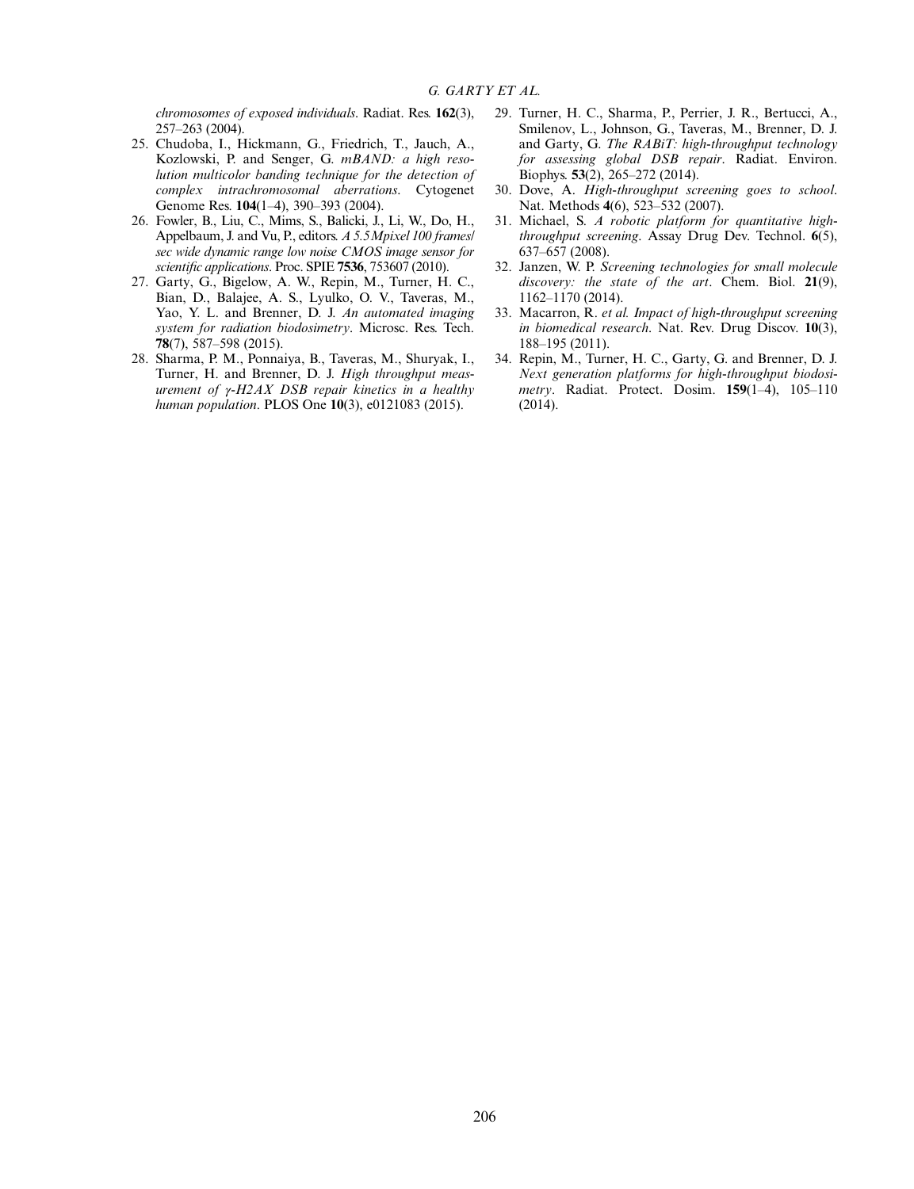*chromosomes of exposed individuals*. Radiat. Res. **162**(3), 257–263 (2004).

25. Chudoba, I., Hickmann, G., Friedrich, T., Jauch, A., Kozlowski, P. and Senger, G. *mBAND: a high resolution multicolor banding technique for the detection of complex intrachromosomal aberrations*. Cytogenet Genome Res. **104**(1–4), 390–393 (2004).
26. Fowler, B., Liu, C., Mims, S., Balicki, J., Li, W., Do, H., Appelbaum, J. and Vu, P., editors. *A 5.5Mpixel 100 frames/sec wide dynamic range low noise CMOS image sensor for scientific applications*. Proc. SPIE **7536**, 753607 (2010).
27. Garty, G., Bigelow, A. W., Repin, M., Turner, H. C., Bian, D., Balajee, A. S., Lyulko, O. V., Taveras, M., Yao, Y. L. and Brenner, D. J. *An automated imaging system for radiation biodosimetry*. Microsc. Res. Tech. **78**(7), 587–598 (2015).
28. Sharma, P. M., Ponnaiya, B., Taveras, M., Shuryak, I., Turner, H. and Brenner, D. J. *High throughput measurement of γ-H2AX DSB repair kinetics in a healthy human population*. PLOS One **10**(3), e0121083 (2015).
29. Turner, H. C., Sharma, P., Perrier, J. R., Bertucci, A., Smilenov, L., Johnson, G., Taveras, M., Brenner, D. J. and Garty, G. *The RABiT: high-throughput technology for assessing global DSB repair*. Radiat. Environ. Biophys. **53**(2), 265–272 (2014).
30. Dove, A. *High-throughput screening goes to school*. Nat. Methods **4**(6), 523–532 (2007).
31. Michael, S. *A robotic platform for quantitative high-throughput screening*. Assay Drug Dev. Technol. **6**(5), 637–657 (2008).
32. Janzen, W. P. *Screening technologies for small molecule discovery: the state of the art*. Chem. Biol. **21**(9), 1162–1170 (2014).
33. Macarron, R. *et al. Impact of high-throughput screening in biomedical research*. Nat. Rev. Drug Discov. **10**(3), 188–195 (2011).
34. Repin, M., Turner, H. C., Garty, G. and Brenner, D. J. *Next generation platforms for high-throughput biodosimetry*. Radiat. Protect. Dosim. **159**(1–4), 105–110 (2014).